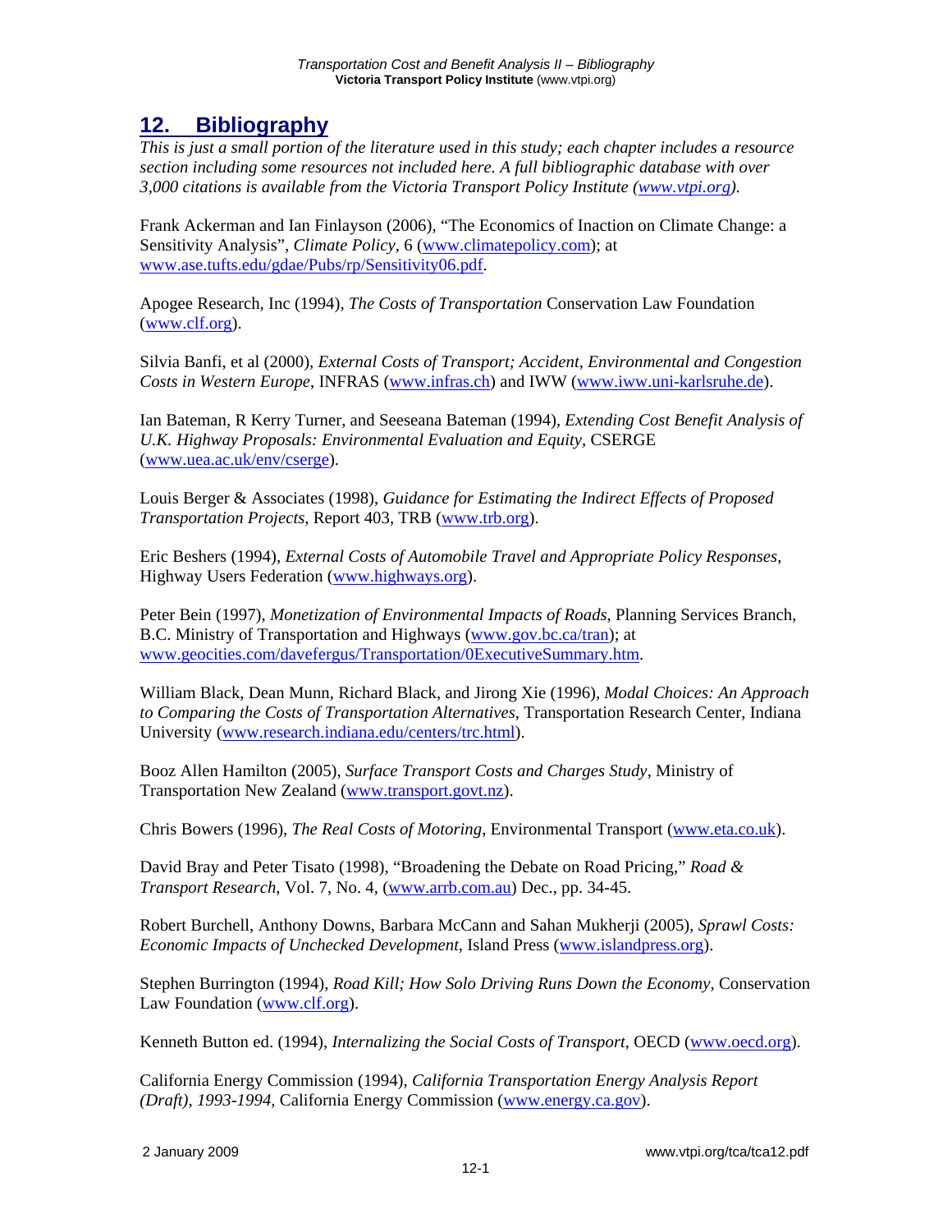## 12. Bibliography

*This is just a small portion of the literature used in this study; each chapter includes a resource section including some resources not included here. A full bibliographic database with over 3,000 citations is available from the Victoria Transport Policy Institute (www.vtpi.org).*

Frank Ackerman and Ian Finlayson (2006), "The Economics of Inaction on Climate Change: a Sensitivity Analysis", *Climate Policy*, 6 (www.climatepolicy.com); at www.ase.tufts.edu/gdae/Pubs/rp/Sensitivity06.pdf.

Apogee Research, Inc (1994), *The Costs of Transportation* Conservation Law Foundation (www.clf.org).

Silvia Banfi, et al (2000), *External Costs of Transport; Accident, Environmental and Congestion Costs in Western Europe*, INFRAS (www.infras.ch) and IWW (www.iww.uni-karlsruhe.de).

Ian Bateman, R Kerry Turner, and Seeseana Bateman (1994), *Extending Cost Benefit Analysis of U.K. Highway Proposals: Environmental Evaluation and Equity*, CSERGE (www.uea.ac.uk/env/cserge).

Louis Berger & Associates (1998), *Guidance for Estimating the Indirect Effects of Proposed Transportation Projects*, Report 403, TRB (www.trb.org).

Eric Beshers (1994), *External Costs of Automobile Travel and Appropriate Policy Responses*, Highway Users Federation (www.highways.org).

Peter Bein (1997), *Monetization of Environmental Impacts of Roads*, Planning Services Branch, B.C. Ministry of Transportation and Highways (www.gov.bc.ca/tran); at www.geocities.com/davefergus/Transportation/0ExecutiveSummary.htm.

William Black, Dean Munn, Richard Black, and Jirong Xie (1996), *Modal Choices: An Approach to Comparing the Costs of Transportation Alternatives*, Transportation Research Center, Indiana University (www.research.indiana.edu/centers/trc.html).

Booz Allen Hamilton (2005), *Surface Transport Costs and Charges Study*, Ministry of Transportation New Zealand (www.transport.govt.nz).

Chris Bowers (1996), *The Real Costs of Motoring*, Environmental Transport (www.eta.co.uk).

David Bray and Peter Tisato (1998), "Broadening the Debate on Road Pricing," *Road & Transport Research*, Vol. 7, No. 4, (www.arrb.com.au) Dec., pp. 34-45.

Robert Burchell, Anthony Downs, Barbara McCann and Sahan Mukherji (2005), *Sprawl Costs: Economic Impacts of Unchecked Development*, Island Press (www.islandpress.org).

Stephen Burrington (1994), *Road Kill; How Solo Driving Runs Down the Economy*, Conservation Law Foundation (www.clf.org).

Kenneth Button ed. (1994), *Internalizing the Social Costs of Transport*, OECD (www.oecd.org).

California Energy Commission (1994), *California Transportation Energy Analysis Report (Draft), 1993-1994*, California Energy Commission (www.energy.ca.gov).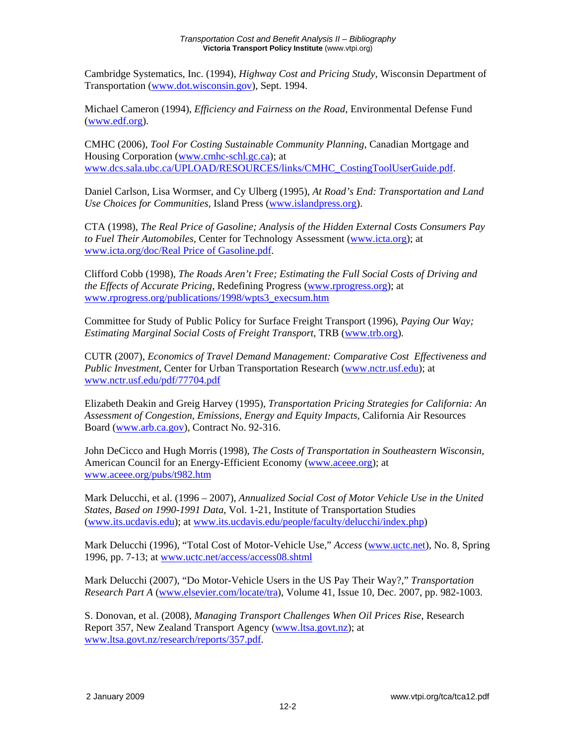Cambridge Systematics, Inc. (1994), *Highway Cost and Pricing Study*, Wisconsin Department of Transportation (www.dot.wisconsin.gov), Sept. 1994.

Michael Cameron (1994), *Efficiency and Fairness on the Road*, Environmental Defense Fund (www.edf.org).

CMHC (2006), *Tool For Costing Sustainable Community Planning*, Canadian Mortgage and Housing Corporation (www.cmhc-schl.gc.ca); at www.dcs.sala.ubc.ca/UPLOAD/RESOURCES/links/CMHC_CostingToolUserGuide.pdf.

Daniel Carlson, Lisa Wormser, and Cy Ulberg (1995), *At Road's End: Transportation and Land Use Choices for Communities*, Island Press (www.islandpress.org).

CTA (1998), *The Real Price of Gasoline; Analysis of the Hidden External Costs Consumers Pay to Fuel Their Automobiles*, Center for Technology Assessment (www.icta.org); at www.icta.org/doc/Real Price of Gasoline.pdf.

Clifford Cobb (1998), *The Roads Aren't Free; Estimating the Full Social Costs of Driving and the Effects of Accurate Pricing*, Redefining Progress (www.rprogress.org); at www.rprogress.org/publications/1998/wpts3_execsum.htm

Committee for Study of Public Policy for Surface Freight Transport (1996), *Paying Our Way; Estimating Marginal Social Costs of Freight Transport*, TRB (www.trb.org).

CUTR (2007), *Economics of Travel Demand Management: Comparative Cost Effectiveness and Public Investment*, Center for Urban Transportation Research (www.nctr.usf.edu); at www.nctr.usf.edu/pdf/77704.pdf

Elizabeth Deakin and Greig Harvey (1995), *Transportation Pricing Strategies for California: An Assessment of Congestion, Emissions, Energy and Equity Impacts*, California Air Resources Board (www.arb.ca.gov), Contract No. 92-316.

John DeCicco and Hugh Morris (1998), *The Costs of Transportation in Southeastern Wisconsin*, American Council for an Energy-Efficient Economy (www.aceee.org); at www.aceee.org/pubs/t982.htm

Mark Delucchi, et al. (1996 – 2007), *Annualized Social Cost of Motor Vehicle Use in the United States, Based on 1990-1991 Data*, Vol. 1-21, Institute of Transportation Studies (www.its.ucdavis.edu); at www.its.ucdavis.edu/people/faculty/delucchi/index.php)

Mark Delucchi (1996), "Total Cost of Motor-Vehicle Use," *Access* (www.uctc.net), No. 8, Spring 1996, pp. 7-13; at www.uctc.net/access/access08.shtml

Mark Delucchi (2007), "Do Motor-Vehicle Users in the US Pay Their Way?," *Transportation Research Part A* (www.elsevier.com/locate/tra), Volume 41, Issue 10, Dec. 2007, pp. 982-1003.

S. Donovan, et al. (2008), *Managing Transport Challenges When Oil Prices Rise*, Research Report 357, New Zealand Transport Agency (www.ltsa.govt.nz); at www.ltsa.govt.nz/research/reports/357.pdf.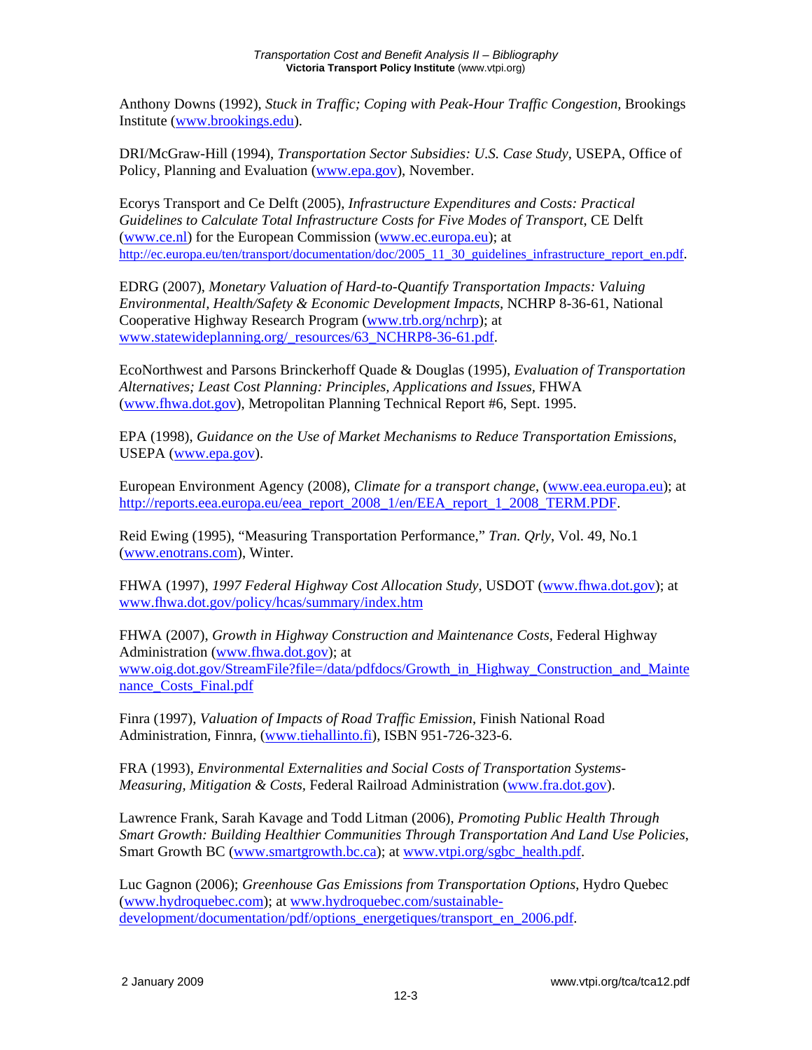Anthony Downs (1992), *Stuck in Traffic; Coping with Peak-Hour Traffic Congestion*, Brookings Institute (www.brookings.edu).

DRI/McGraw-Hill (1994), *Transportation Sector Subsidies: U.S. Case Study*, USEPA, Office of Policy, Planning and Evaluation (www.epa.gov), November.

Ecorys Transport and Ce Delft (2005), *Infrastructure Expenditures and Costs: Practical Guidelines to Calculate Total Infrastructure Costs for Five Modes of Transport*, CE Delft (www.ce.nl) for the European Commission (www.ec.europa.eu); at http://ec.europa.eu/ten/transport/documentation/doc/2005_11_30_guidelines_infrastructure_report_en.pdf.

EDRG (2007), *Monetary Valuation of Hard-to-Quantify Transportation Impacts: Valuing Environmental, Health/Safety & Economic Development Impacts*, NCHRP 8-36-61, National Cooperative Highway Research Program (www.trb.org/nchrp); at www.statewideplanning.org/_resources/63_NCHRP8-36-61.pdf.

EcoNorthwest and Parsons Brinckerhoff Quade & Douglas (1995), *Evaluation of Transportation Alternatives; Least Cost Planning: Principles, Applications and Issues*, FHWA (www.fhwa.dot.gov), Metropolitan Planning Technical Report #6, Sept. 1995.

EPA (1998), *Guidance on the Use of Market Mechanisms to Reduce Transportation Emissions*, USEPA (www.epa.gov).

European Environment Agency (2008), *Climate for a transport change*, (www.eea.europa.eu); at http://reports.eea.europa.eu/eea_report_2008_1/en/EEA_report_1_2008_TERM.PDF.

Reid Ewing (1995), "Measuring Transportation Performance," *Tran. Qrly*, Vol. 49, No.1 (www.enotrans.com), Winter.

FHWA (1997), *1997 Federal Highway Cost Allocation Study*, USDOT (www.fhwa.dot.gov); at www.fhwa.dot.gov/policy/hcas/summary/index.htm

FHWA (2007), *Growth in Highway Construction and Maintenance Costs*, Federal Highway Administration (www.fhwa.dot.gov); at www.oig.dot.gov/StreamFile?file=/data/pdfdocs/Growth_in_Highway_Construction_and_Maintenance_Costs_Final.pdf

Finra (1997), *Valuation of Impacts of Road Traffic Emission*, Finish National Road Administration, Finnra, (www.tiehallinto.fi), ISBN 951-726-323-6.

FRA (1993), *Environmental Externalities and Social Costs of Transportation Systems-Measuring, Mitigation & Costs*, Federal Railroad Administration (www.fra.dot.gov).

Lawrence Frank, Sarah Kavage and Todd Litman (2006), *Promoting Public Health Through Smart Growth: Building Healthier Communities Through Transportation And Land Use Policies*, Smart Growth BC (www.smartgrowth.bc.ca); at www.vtpi.org/sgbc_health.pdf.

Luc Gagnon (2006); *Greenhouse Gas Emissions from Transportation Options*, Hydro Quebec (www.hydroquebec.com); at www.hydroquebec.com/sustainable-development/documentation/pdf/options_energetiques/transport_en_2006.pdf.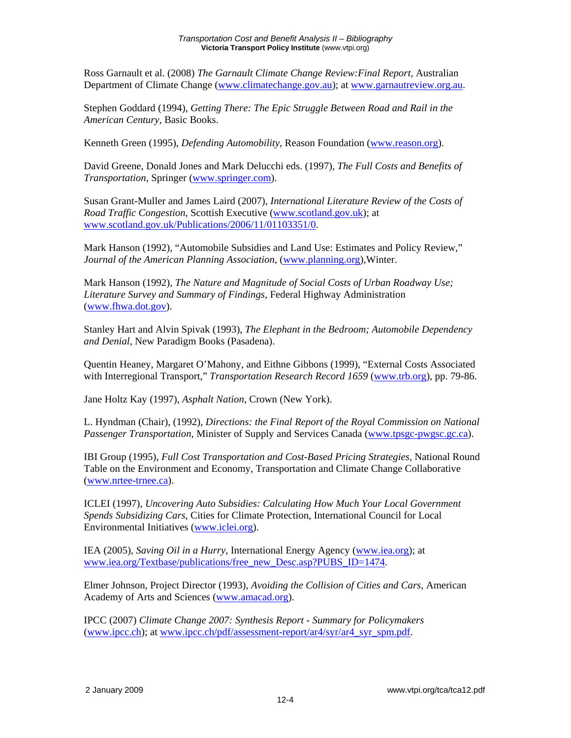Ross Garnault et al. (2008) *The Garnault Climate Change Review:Final Report*, Australian Department of Climate Change (www.climatechange.gov.au); at www.garnautreview.org.au.

Stephen Goddard (1994), *Getting There: The Epic Struggle Between Road and Rail in the American Century*, Basic Books.

Kenneth Green (1995), *Defending Automobility*, Reason Foundation (www.reason.org).

David Greene, Donald Jones and Mark Delucchi eds. (1997), *The Full Costs and Benefits of Transportation*, Springer (www.springer.com).

Susan Grant-Muller and James Laird (2007), *International Literature Review of the Costs of Road Traffic Congestion*, Scottish Executive (www.scotland.gov.uk); at www.scotland.gov.uk/Publications/2006/11/01103351/0.

Mark Hanson (1992), "Automobile Subsidies and Land Use: Estimates and Policy Review," *Journal of the American Planning Association*, (www.planning.org),Winter.

Mark Hanson (1992), *The Nature and Magnitude of Social Costs of Urban Roadway Use; Literature Survey and Summary of Findings*, Federal Highway Administration (www.fhwa.dot.gov).

Stanley Hart and Alvin Spivak (1993), *The Elephant in the Bedroom; Automobile Dependency and Denial*, New Paradigm Books (Pasadena).

Quentin Heaney, Margaret O'Mahony, and Eithne Gibbons (1999), "External Costs Associated with Interregional Transport," *Transportation Research Record 1659* (www.trb.org), pp. 79-86.

Jane Holtz Kay (1997), *Asphalt Nation*, Crown (New York).

L. Hyndman (Chair), (1992), *Directions: the Final Report of the Royal Commission on National Passenger Transportation*, Minister of Supply and Services Canada (www.tpsgc-pwgsc.gc.ca).

IBI Group (1995), *Full Cost Transportation and Cost-Based Pricing Strategies*, National Round Table on the Environment and Economy, Transportation and Climate Change Collaborative (www.nrtee-trnee.ca).

ICLEI (1997), *Uncovering Auto Subsidies: Calculating How Much Your Local Government Spends Subsidizing Cars*, Cities for Climate Protection, International Council for Local Environmental Initiatives (www.iclei.org).

IEA (2005), *Saving Oil in a Hurry*, International Energy Agency (www.iea.org); at www.iea.org/Textbase/publications/free_new_Desc.asp?PUBS_ID=1474.

Elmer Johnson, Project Director (1993), *Avoiding the Collision of Cities and Cars*, American Academy of Arts and Sciences (www.amacad.org).

IPCC (2007) *Climate Change 2007: Synthesis Report - Summary for Policymakers* (www.ipcc.ch); at www.ipcc.ch/pdf/assessment-report/ar4/syr/ar4_syr_spm.pdf.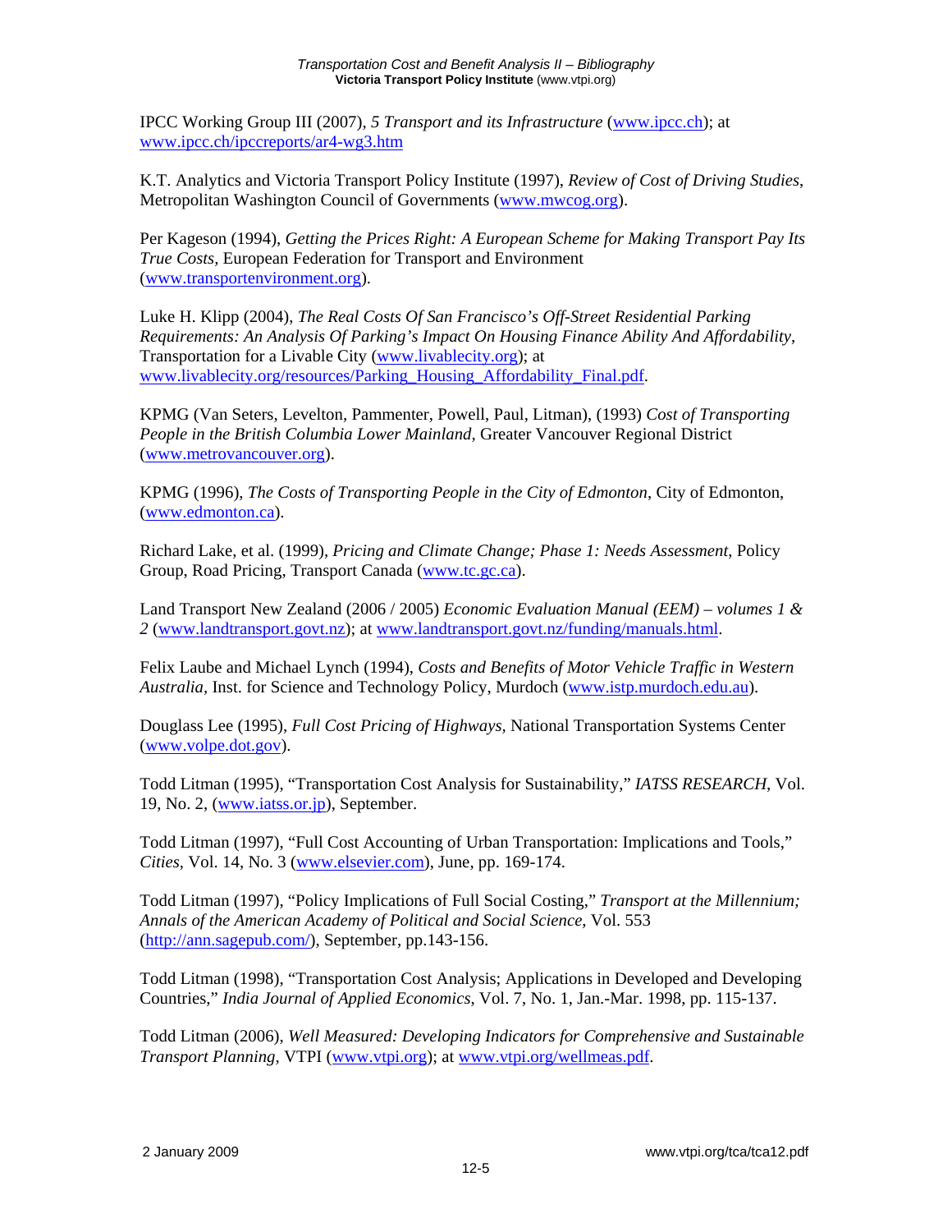IPCC Working Group III (2007), *5 Transport and its Infrastructure* (www.ipcc.ch); at www.ipcc.ch/ipccreports/ar4-wg3.htm

K.T. Analytics and Victoria Transport Policy Institute (1997), *Review of Cost of Driving Studies*, Metropolitan Washington Council of Governments (www.mwcog.org).

Per Kageson (1994), *Getting the Prices Right: A European Scheme for Making Transport Pay Its True Costs*, European Federation for Transport and Environment (www.transportenvironment.org).

Luke H. Klipp (2004), *The Real Costs Of San Francisco's Off-Street Residential Parking Requirements: An Analysis Of Parking's Impact On Housing Finance Ability And Affordability*, Transportation for a Livable City (www.livablecity.org); at www.livablecity.org/resources/Parking_Housing_Affordability_Final.pdf.

KPMG (Van Seters, Levelton, Pammenter, Powell, Paul, Litman), (1993) *Cost of Transporting People in the British Columbia Lower Mainland*, Greater Vancouver Regional District (www.metrovancouver.org).

KPMG (1996), *The Costs of Transporting People in the City of Edmonton*, City of Edmonton, (www.edmonton.ca).

Richard Lake, et al. (1999), *Pricing and Climate Change; Phase 1: Needs Assessment*, Policy Group, Road Pricing, Transport Canada (www.tc.gc.ca).

Land Transport New Zealand (2006 / 2005) *Economic Evaluation Manual (EEM) – volumes 1 & 2* (www.landtransport.govt.nz); at www.landtransport.govt.nz/funding/manuals.html.

Felix Laube and Michael Lynch (1994), *Costs and Benefits of Motor Vehicle Traffic in Western Australia*, Inst. for Science and Technology Policy, Murdoch (www.istp.murdoch.edu.au).

Douglass Lee (1995), *Full Cost Pricing of Highways*, National Transportation Systems Center (www.volpe.dot.gov).

Todd Litman (1995), "Transportation Cost Analysis for Sustainability," *IATSS RESEARCH*, Vol. 19, No. 2, (www.iatss.or.jp), September.

Todd Litman (1997), "Full Cost Accounting of Urban Transportation: Implications and Tools," *Cities*, Vol. 14, No. 3 (www.elsevier.com), June, pp. 169-174.

Todd Litman (1997), "Policy Implications of Full Social Costing," *Transport at the Millennium; Annals of the American Academy of Political and Social Science*, Vol. 553 (http://ann.sagepub.com/), September, pp.143-156.

Todd Litman (1998), "Transportation Cost Analysis; Applications in Developed and Developing Countries," *India Journal of Applied Economics*, Vol. 7, No. 1, Jan.-Mar. 1998, pp. 115-137.

Todd Litman (2006), *Well Measured: Developing Indicators for Comprehensive and Sustainable Transport Planning*, VTPI (www.vtpi.org); at www.vtpi.org/wellmeas.pdf.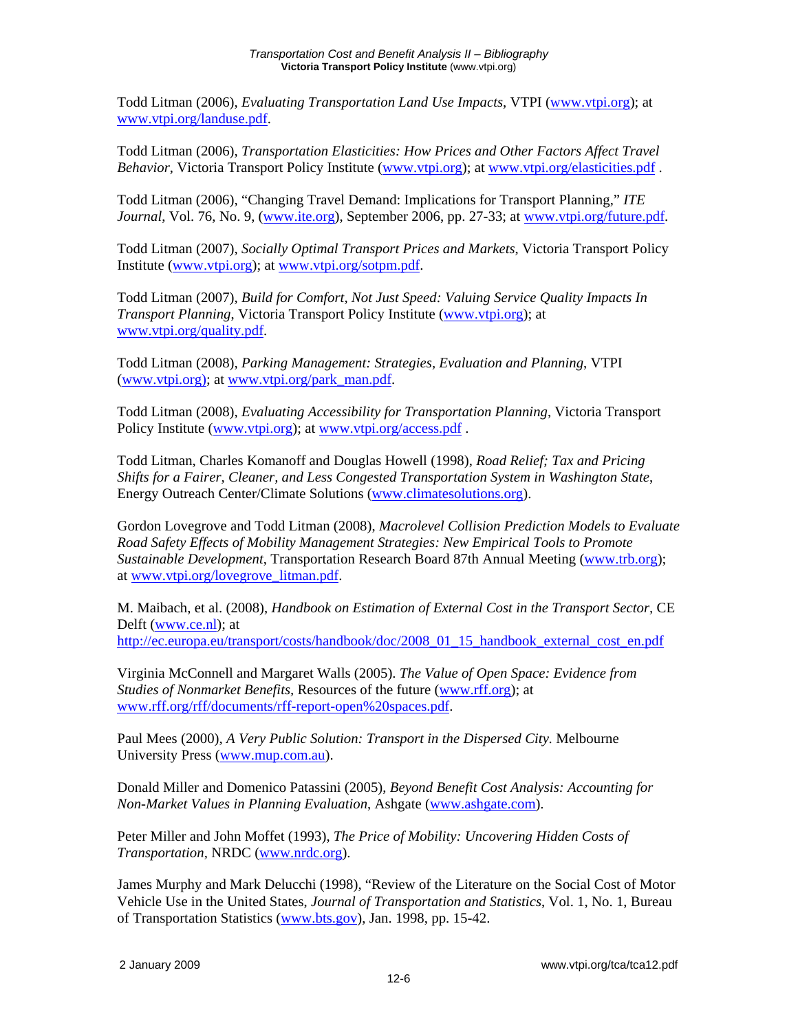Todd Litman (2006), *Evaluating Transportation Land Use Impacts*, VTPI (www.vtpi.org); at www.vtpi.org/landuse.pdf.

Todd Litman (2006), *Transportation Elasticities: How Prices and Other Factors Affect Travel Behavior*, Victoria Transport Policy Institute (www.vtpi.org); at www.vtpi.org/elasticities.pdf .

Todd Litman (2006), "Changing Travel Demand: Implications for Transport Planning," *ITE Journal*, Vol. 76, No. 9, (www.ite.org), September 2006, pp. 27-33; at www.vtpi.org/future.pdf.

Todd Litman (2007), *Socially Optimal Transport Prices and Markets*, Victoria Transport Policy Institute (www.vtpi.org); at www.vtpi.org/sotpm.pdf.

Todd Litman (2007), *Build for Comfort, Not Just Speed: Valuing Service Quality Impacts In Transport Planning*, Victoria Transport Policy Institute (www.vtpi.org); at www.vtpi.org/quality.pdf.

Todd Litman (2008), *Parking Management: Strategies, Evaluation and Planning*, VTPI (www.vtpi.org); at www.vtpi.org/park_man.pdf.

Todd Litman (2008), *Evaluating Accessibility for Transportation Planning*, Victoria Transport Policy Institute (www.vtpi.org); at www.vtpi.org/access.pdf .

Todd Litman, Charles Komanoff and Douglas Howell (1998), *Road Relief; Tax and Pricing Shifts for a Fairer, Cleaner, and Less Congested Transportation System in Washington State*, Energy Outreach Center/Climate Solutions (www.climatesolutions.org).

Gordon Lovegrove and Todd Litman (2008), *Macrolevel Collision Prediction Models to Evaluate Road Safety Effects of Mobility Management Strategies: New Empirical Tools to Promote Sustainable Development*, Transportation Research Board 87th Annual Meeting (www.trb.org); at www.vtpi.org/lovegrove_litman.pdf.

M. Maibach, et al. (2008), *Handbook on Estimation of External Cost in the Transport Sector*, CE Delft (www.ce.nl); at http://ec.europa.eu/transport/costs/handbook/doc/2008_01_15_handbook_external_cost_en.pdf

Virginia McConnell and Margaret Walls (2005). *The Value of Open Space: Evidence from Studies of Nonmarket Benefits*, Resources of the future (www.rff.org); at www.rff.org/rff/documents/rff-report-open%20spaces.pdf.

Paul Mees (2000), *A Very Public Solution: Transport in the Dispersed City*. Melbourne University Press (www.mup.com.au).

Donald Miller and Domenico Patassini (2005), *Beyond Benefit Cost Analysis: Accounting for Non-Market Values in Planning Evaluation*, Ashgate (www.ashgate.com).

Peter Miller and John Moffet (1993), *The Price of Mobility: Uncovering Hidden Costs of Transportation*, NRDC (www.nrdc.org).

James Murphy and Mark Delucchi (1998), "Review of the Literature on the Social Cost of Motor Vehicle Use in the United States, *Journal of Transportation and Statistics*, Vol. 1, No. 1, Bureau of Transportation Statistics (www.bts.gov), Jan. 1998, pp. 15-42.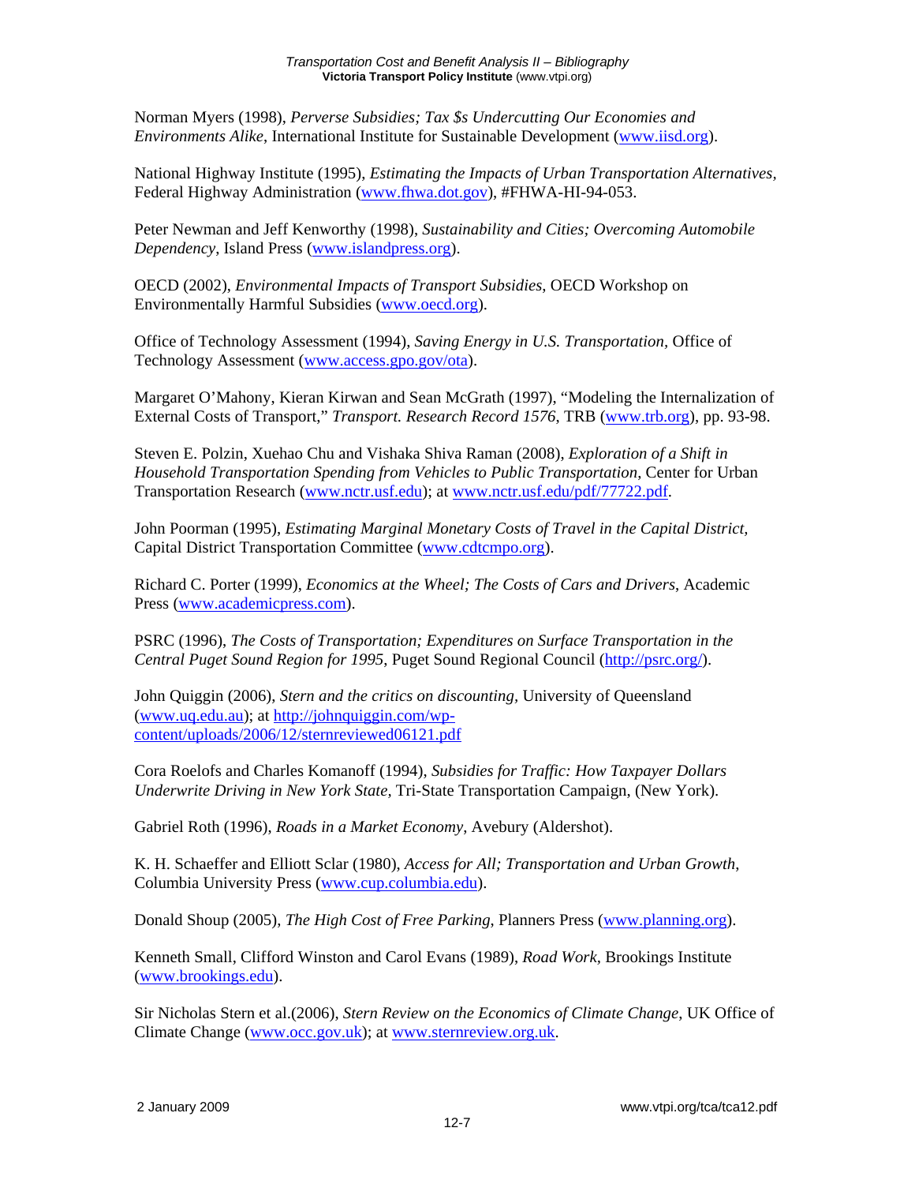Norman Myers (1998), *Perverse Subsidies; Tax $s Undercutting Our Economies and Environments Alike*, International Institute for Sustainable Development (www.iisd.org).

National Highway Institute (1995), *Estimating the Impacts of Urban Transportation Alternatives*, Federal Highway Administration (www.fhwa.dot.gov), #FHWA-HI-94-053.

Peter Newman and Jeff Kenworthy (1998), *Sustainability and Cities; Overcoming Automobile Dependency*, Island Press (www.islandpress.org).

OECD (2002), *Environmental Impacts of Transport Subsidies*, OECD Workshop on Environmentally Harmful Subsidies (www.oecd.org).

Office of Technology Assessment (1994), *Saving Energy in U.S. Transportation*, Office of Technology Assessment (www.access.gpo.gov/ota).

Margaret O'Mahony, Kieran Kirwan and Sean McGrath (1997), "Modeling the Internalization of External Costs of Transport," *Transport. Research Record 1576*, TRB (www.trb.org), pp. 93-98.

Steven E. Polzin, Xuehao Chu and Vishaka Shiva Raman (2008), *Exploration of a Shift in Household Transportation Spending from Vehicles to Public Transportation*, Center for Urban Transportation Research (www.nctr.usf.edu); at www.nctr.usf.edu/pdf/77722.pdf.

John Poorman (1995), *Estimating Marginal Monetary Costs of Travel in the Capital District*, Capital District Transportation Committee (www.cdtcmpo.org).

Richard C. Porter (1999), *Economics at the Wheel; The Costs of Cars and Drivers*, Academic Press (www.academicpress.com).

PSRC (1996), *The Costs of Transportation; Expenditures on Surface Transportation in the Central Puget Sound Region for 1995*, Puget Sound Regional Council (http://psrc.org/).

John Quiggin (2006), *Stern and the critics on discounting*, University of Queensland (www.uq.edu.au); at http://johnquiggin.com/wp-content/uploads/2006/12/sternreviewed06121.pdf

Cora Roelofs and Charles Komanoff (1994), *Subsidies for Traffic: How Taxpayer Dollars Underwrite Driving in New York State*, Tri-State Transportation Campaign, (New York).

Gabriel Roth (1996), *Roads in a Market Economy*, Avebury (Aldershot).

K. H. Schaeffer and Elliott Sclar (1980), *Access for All; Transportation and Urban Growth*, Columbia University Press (www.cup.columbia.edu).

Donald Shoup (2005), *The High Cost of Free Parking*, Planners Press (www.planning.org).

Kenneth Small, Clifford Winston and Carol Evans (1989), *Road Work*, Brookings Institute (www.brookings.edu).

Sir Nicholas Stern et al.(2006), *Stern Review on the Economics of Climate Change*, UK Office of Climate Change (www.occ.gov.uk); at www.sternreview.org.uk.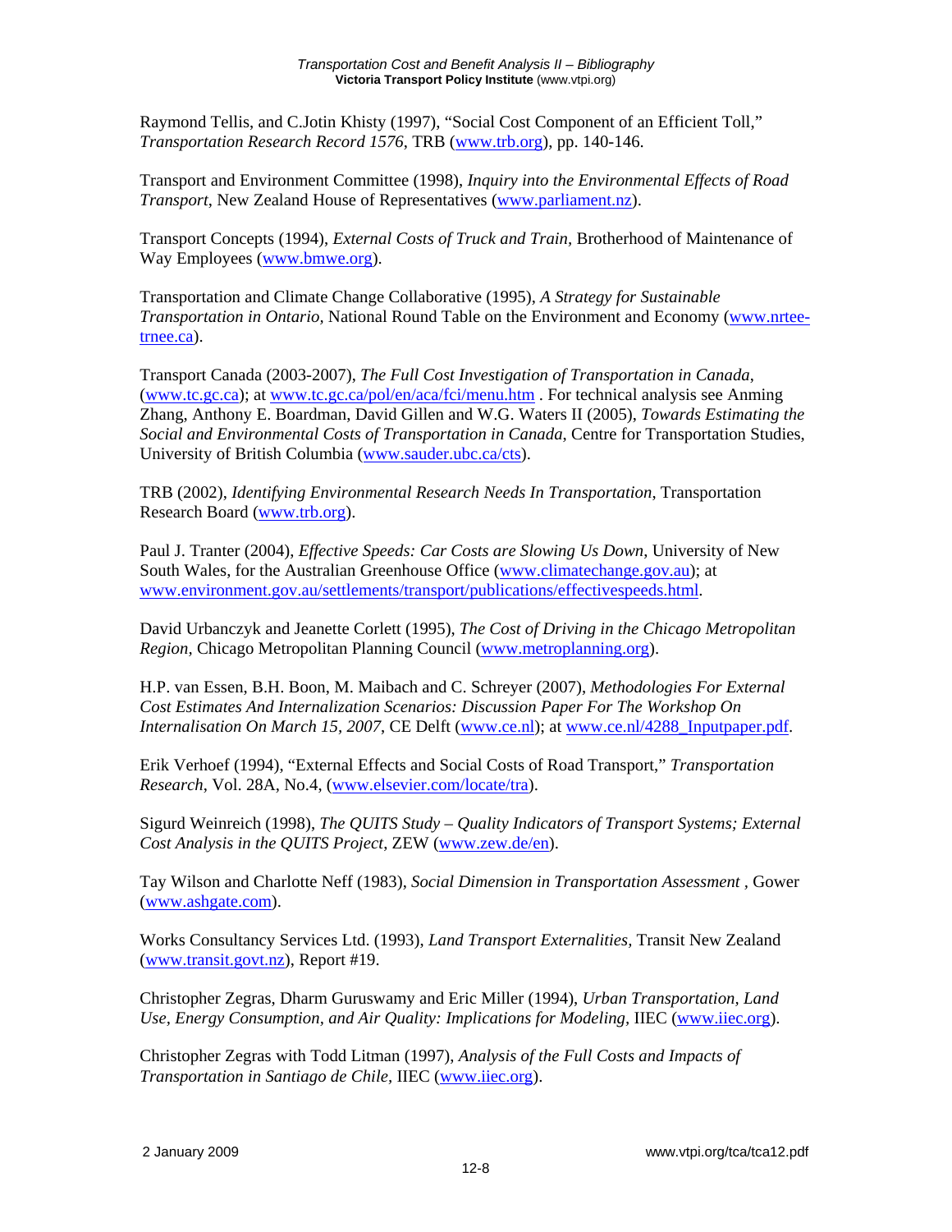Raymond Tellis, and C.Jotin Khisty (1997), "Social Cost Component of an Efficient Toll," *Transportation Research Record 1576*, TRB (www.trb.org), pp. 140-146.

Transport and Environment Committee (1998), *Inquiry into the Environmental Effects of Road Transport*, New Zealand House of Representatives (www.parliament.nz).

Transport Concepts (1994), *External Costs of Truck and Train*, Brotherhood of Maintenance of Way Employees (www.bmwe.org).

Transportation and Climate Change Collaborative (1995), *A Strategy for Sustainable Transportation in Ontario*, National Round Table on the Environment and Economy (www.nrtee-trnee.ca).

Transport Canada (2003-2007), *The Full Cost Investigation of Transportation in Canada*, (www.tc.gc.ca); at www.tc.gc.ca/pol/en/aca/fci/menu.htm . For technical analysis see Anming Zhang, Anthony E. Boardman, David Gillen and W.G. Waters II (2005), *Towards Estimating the Social and Environmental Costs of Transportation in Canada*, Centre for Transportation Studies, University of British Columbia (www.sauder.ubc.ca/cts).

TRB (2002), *Identifying Environmental Research Needs In Transportation*, Transportation Research Board (www.trb.org).

Paul J. Tranter (2004), *Effective Speeds: Car Costs are Slowing Us Down*, University of New South Wales, for the Australian Greenhouse Office (www.climatechange.gov.au); at www.environment.gov.au/settlements/transport/publications/effectivespeeds.html.

David Urbanczyk and Jeanette Corlett (1995), *The Cost of Driving in the Chicago Metropolitan Region*, Chicago Metropolitan Planning Council (www.metroplanning.org).

H.P. van Essen, B.H. Boon, M. Maibach and C. Schreyer (2007), *Methodologies For External Cost Estimates And Internalization Scenarios: Discussion Paper For The Workshop On Internalisation On March 15, 2007*, CE Delft (www.ce.nl); at www.ce.nl/4288_Inputpaper.pdf.

Erik Verhoef (1994), "External Effects and Social Costs of Road Transport," *Transportation Research*, Vol. 28A, No.4, (www.elsevier.com/locate/tra).

Sigurd Weinreich (1998), *The QUITS Study – Quality Indicators of Transport Systems; External Cost Analysis in the QUITS Project*, ZEW (www.zew.de/en).

Tay Wilson and Charlotte Neff (1983), *Social Dimension in Transportation Assessment* , Gower (www.ashgate.com).

Works Consultancy Services Ltd. (1993), *Land Transport Externalities*, Transit New Zealand (www.transit.govt.nz), Report #19.

Christopher Zegras, Dharm Guruswamy and Eric Miller (1994), *Urban Transportation, Land Use, Energy Consumption, and Air Quality: Implications for Modeling*, IIEC (www.iiec.org).

Christopher Zegras with Todd Litman (1997), *Analysis of the Full Costs and Impacts of Transportation in Santiago de Chile*, IIEC (www.iiec.org).